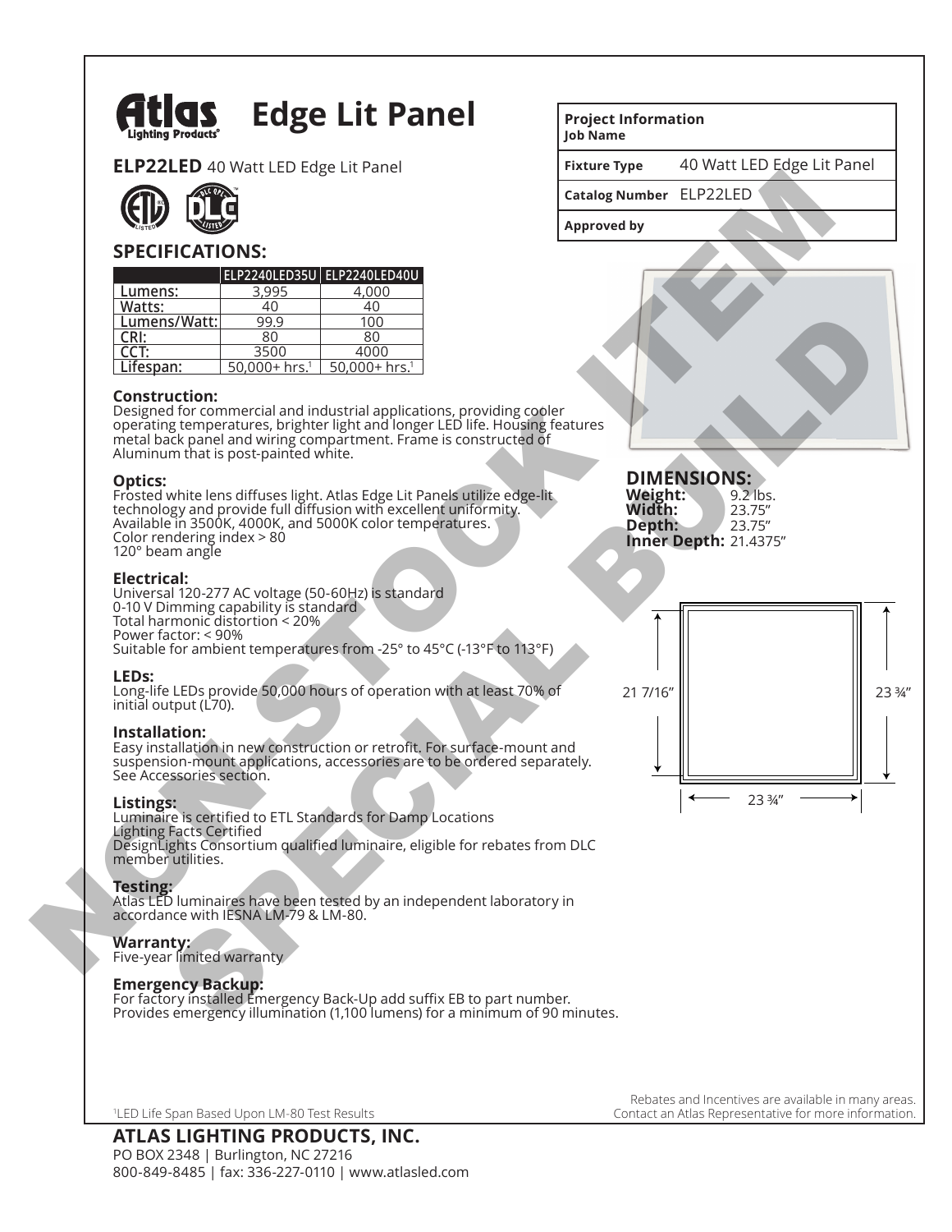# Atlas Lighting Products® Edge Lit Panel

**ELP22LED** 40 Watt LED Edge Lit Panel

| Project Information Job Name | |
|---|---|
| Fixture Type | 40 Watt LED Edge Lit Panel |
| Catalog Number | ELP22LED |
| Approved by | |

## SPECIFICATIONS:

| | ELP2240LED35U | ELP2240LED40U |
|---|---|---|
| Lumens: | 3,995 | 4,000 |
| Watts: | 40 | 40 |
| Lumens/Watt: | 99.9 | 100 |
| CRI: | 80 | 80 |
| CCT: | 3500 | 4000 |
| Lifespan: | 50,000+ hrs.[1] | 50,000+ hrs.[1] |

### Construction:
Designed for commercial and industrial applications, providing cooler operating temperatures, brighter light and longer LED life. Housing features metal back panel and wiring compartment. Frame is constructed of Aluminum that is post-painted white.

### Optics:
Frosted white lens diffuses light. Atlas Edge Lit Panels utilize edge-lit technology and provide full diffusion with excellent uniformity. Available in 3500K, 4000K, and 5000K color temperatures.
Color rendering index > 80
120° beam angle

### Electrical:
Universal 120-277 AC voltage (50-60Hz) is standard
0-10 V Dimming capability is standard
Total harmonic distortion < 20%
Power factor: < 90%
Suitable for ambient temperatures from -25° to 45°C (-13°F to 113°F)

### LEDs:
Long-life LEDs provide 50,000 hours of operation with at least 70% of initial output (L70).

### Installation:
Easy installation in new construction or retrofit. For surface-mount and suspension-mount applications, accessories are to be ordered separately. See Accessories section.

### Listings:
Luminaire is certified to ETL Standards for Damp Locations
Lighting Facts Certified
DesignLights Consortium qualified luminaire, eligible for rebates from DLC member utilities.

### Testing:
Atlas LED luminaires have been tested by an independent laboratory in accordance with IESNA LM-79 & LM-80.

### Warranty:
Five-year limited warranty

### Emergency Backup:
For factory installed Emergency Back-Up add suffix EB to part number.
Provides emergency illumination (1,100 lumens) for a minimum of 90 minutes.

## DIMENSIONS:

**Weight:** 9.2 lbs.
**Width:** 23.75"
**Depth:** 23.75"
**Inner Depth:** 21.4375"

21 7/16"
23 ¾"
23 ¾"

NON STOCK ITEM SPECIAL BUILD

[1]LED Life Span Based Upon LM-80 Test Results

Rebates and Incentives are available in many areas. Contact an Atlas Representative for more information.

**ATLAS LIGHTING PRODUCTS, INC.**
PO BOX 2348 | Burlington, NC 27216
800-849-8485 | fax: 336-227-0110 | www.atlasled.com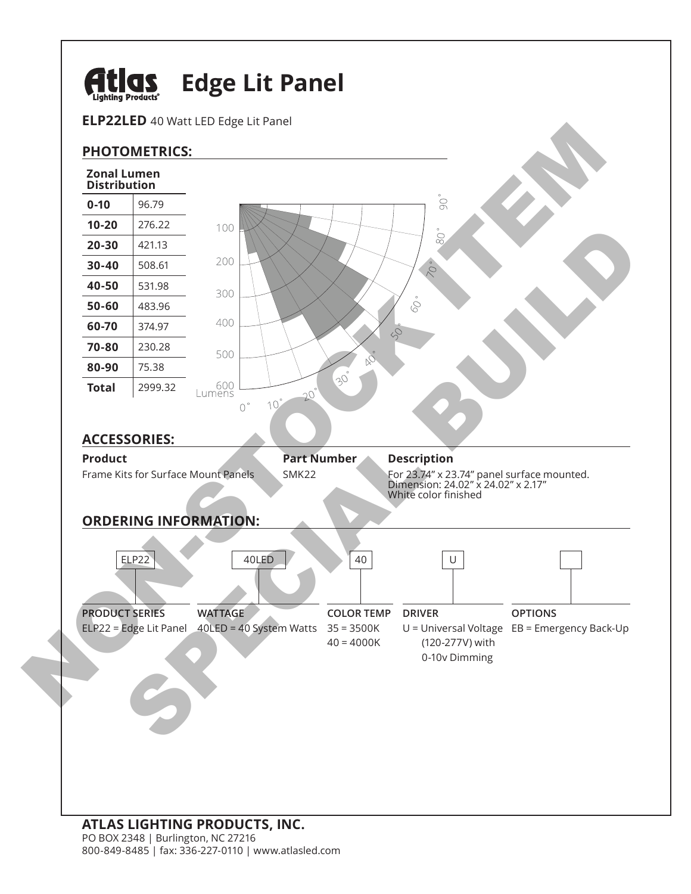# Atlas Lighting Products® Edge Lit Panel

**ELP22LED** 40 Watt LED Edge Lit Panel

## PHOTOMETRICS:

**Zonal Lumen Distribution**

| | |
|---|---|
| **0-10** | 96.79 |
| **10-20** | 276.22 |
| **20-30** | 421.13 |
| **30-40** | 508.61 |
| **40-50** | 531.98 |
| **50-60** | 483.96 |
| **60-70** | 374.97 |
| **70-80** | 230.28 |
| **80-90** | 75.38 |
| **Total** | 2999.32 |

100
200
300
400
500
600
Lumens
0° 10° 20° 30° 40° 50° 60° 70° 80° 90°

## ACCESSORIES:

| Product | Part Number | Description |
|---|---|---|
| Frame Kits for Surface Mount Panels | SMK22 | For 23.74" x 23.74" panel surface mounted. Dimension: 24.02" x 24.02" x 2.17" White color finished |

## ORDERING INFORMATION:

ELP22 | 40LED | 40 | U | (blank)

**PRODUCT SERIES**
ELP22 = Edge Lit Panel

**WATTAGE**
40LED = 40 System Watts

**COLOR TEMP**
35 = 3500K
40 = 4000K

**DRIVER**
U = Universal Voltage (120-277V) with 0-10v Dimming

**OPTIONS**
EB = Emergency Back-Up

NON-STOCK ITEM SPECIAL BUILD

**ATLAS LIGHTING PRODUCTS, INC.**
PO BOX 2348 | Burlington, NC 27216
800-849-8485 | fax: 336-227-0110 | www.atlasled.com